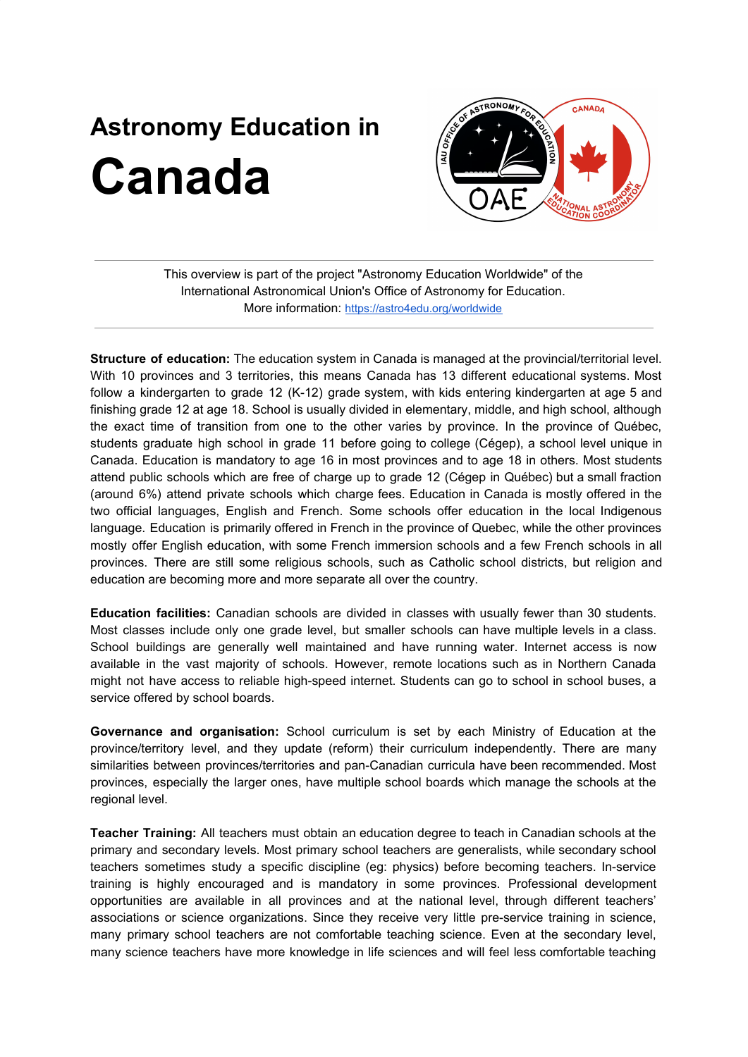# Astronomy Education in Canada

This overview is part of the project "Astronomy Education Worldwide" of the International Astronomical Union's Office of Astronomy for Education.
More information: https://astro4edu.org/worldwide

**Structure of education:** The education system in Canada is managed at the provincial/territorial level. With 10 provinces and 3 territories, this means Canada has 13 different educational systems. Most follow a kindergarten to grade 12 (K-12) grade system, with kids entering kindergarten at age 5 and finishing grade 12 at age 18. School is usually divided in elementary, middle, and high school, although the exact time of transition from one to the other varies by province. In the province of Québec, students graduate high school in grade 11 before going to college (Cégep), a school level unique in Canada. Education is mandatory to age 16 in most provinces and to age 18 in others. Most students attend public schools which are free of charge up to grade 12 (Cégep in Québec) but a small fraction (around 6%) attend private schools which charge fees. Education in Canada is mostly offered in the two official languages, English and French. Some schools offer education in the local Indigenous language. Education is primarily offered in French in the province of Quebec, while the other provinces mostly offer English education, with some French immersion schools and a few French schools in all provinces. There are still some religious schools, such as Catholic school districts, but religion and education are becoming more and more separate all over the country.

**Education facilities:** Canadian schools are divided in classes with usually fewer than 30 students. Most classes include only one grade level, but smaller schools can have multiple levels in a class. School buildings are generally well maintained and have running water. Internet access is now available in the vast majority of schools. However, remote locations such as in Northern Canada might not have access to reliable high-speed internet. Students can go to school in school buses, a service offered by school boards.

**Governance and organisation:** School curriculum is set by each Ministry of Education at the province/territory level, and they update (reform) their curriculum independently. There are many similarities between provinces/territories and pan-Canadian curricula have been recommended. Most provinces, especially the larger ones, have multiple school boards which manage the schools at the regional level.

**Teacher Training:** All teachers must obtain an education degree to teach in Canadian schools at the primary and secondary levels. Most primary school teachers are generalists, while secondary school teachers sometimes study a specific discipline (eg: physics) before becoming teachers. In-service training is highly encouraged and is mandatory in some provinces. Professional development opportunities are available in all provinces and at the national level, through different teachers' associations or science organizations. Since they receive very little pre-service training in science, many primary school teachers are not comfortable teaching science. Even at the secondary level, many science teachers have more knowledge in life sciences and will feel less comfortable teaching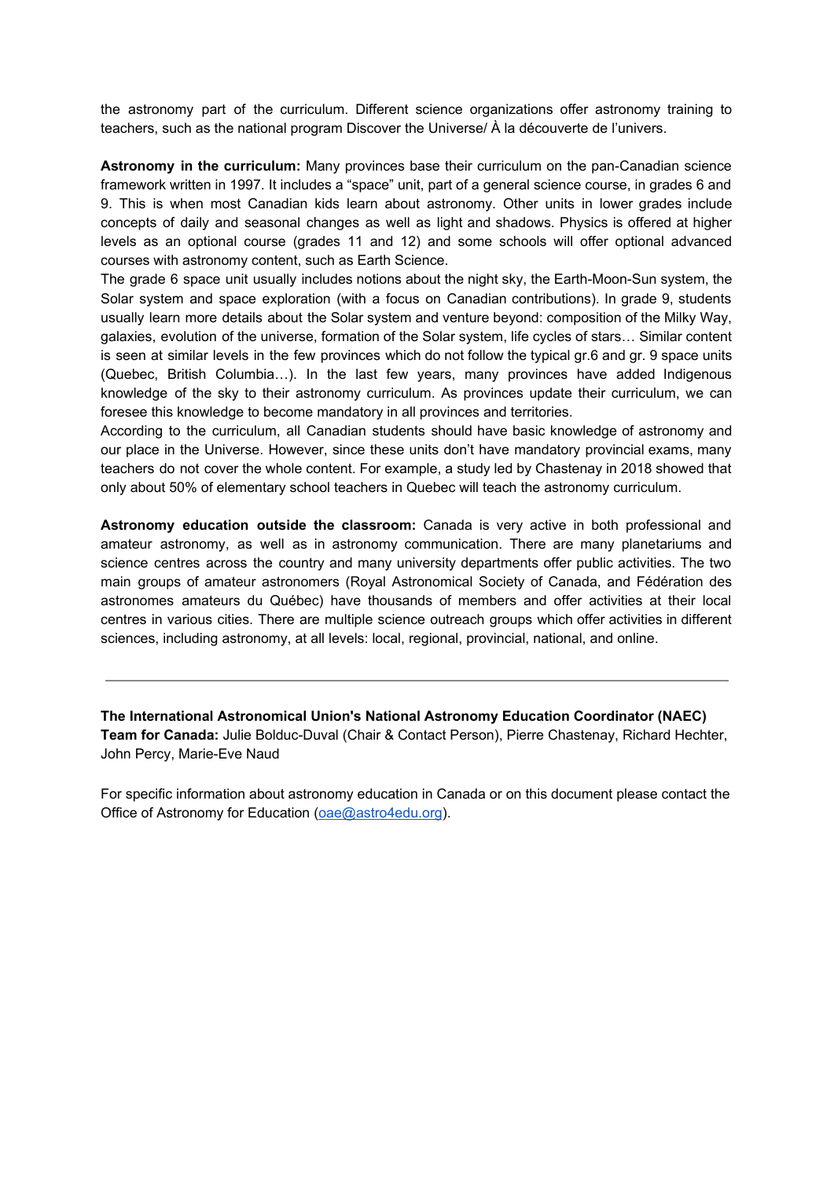the astronomy part of the curriculum. Different science organizations offer astronomy training to teachers, such as the national program Discover the Universe/ À la découverte de l'univers.

**Astronomy in the curriculum:** Many provinces base their curriculum on the pan-Canadian science framework written in 1997. It includes a "space" unit, part of a general science course, in grades 6 and 9. This is when most Canadian kids learn about astronomy. Other units in lower grades include concepts of daily and seasonal changes as well as light and shadows. Physics is offered at higher levels as an optional course (grades 11 and 12) and some schools will offer optional advanced courses with astronomy content, such as Earth Science.

The grade 6 space unit usually includes notions about the night sky, the Earth-Moon-Sun system, the Solar system and space exploration (with a focus on Canadian contributions). In grade 9, students usually learn more details about the Solar system and venture beyond: composition of the Milky Way, galaxies, evolution of the universe, formation of the Solar system, life cycles of stars… Similar content is seen at similar levels in the few provinces which do not follow the typical gr.6 and gr. 9 space units (Quebec, British Columbia…). In the last few years, many provinces have added Indigenous knowledge of the sky to their astronomy curriculum. As provinces update their curriculum, we can foresee this knowledge to become mandatory in all provinces and territories.

According to the curriculum, all Canadian students should have basic knowledge of astronomy and our place in the Universe. However, since these units don't have mandatory provincial exams, many teachers do not cover the whole content. For example, a study led by Chastenay in 2018 showed that only about 50% of elementary school teachers in Quebec will teach the astronomy curriculum.

**Astronomy education outside the classroom:** Canada is very active in both professional and amateur astronomy, as well as in astronomy communication. There are many planetariums and science centres across the country and many university departments offer public activities. The two main groups of amateur astronomers (Royal Astronomical Society of Canada, and Fédération des astronomes amateurs du Québec) have thousands of members and offer activities at their local centres in various cities. There are multiple science outreach groups which offer activities in different sciences, including astronomy, at all levels: local, regional, provincial, national, and online.

---

**The International Astronomical Union's National Astronomy Education Coordinator (NAEC) Team for Canada:** Julie Bolduc-Duval (Chair & Contact Person), Pierre Chastenay, Richard Hechter, John Percy, Marie-Eve Naud

For specific information about astronomy education in Canada or on this document please contact the Office of Astronomy for Education (oae@astro4edu.org).